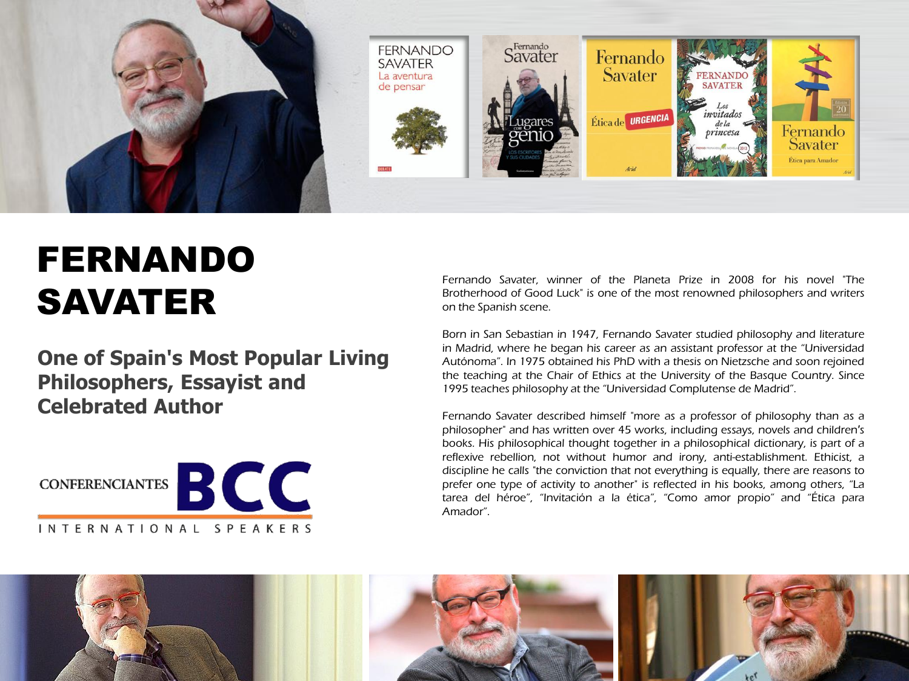# FERNANDO SAVATER

## One of Spain's Most Popular Living Philosophers, Essayist and Celebrated Author

CONFERENCIANTES BCC

INTERNATIONAL SPEAKERS

Fernando Savater, winner of the Planeta Prize in 2008 for his novel "The Brotherhood of Good Luck" is one of the most renowned philosophers and writers on the Spanish scene.

Born in San Sebastian in 1947, Fernando Savater studied philosophy and literature in Madrid, where he began his career as an assistant professor at the "Universidad Autónoma". In 1975 obtained his PhD with a thesis on Nietzsche and soon rejoined the teaching at the Chair of Ethics at the University of the Basque Country. Since 1995 teaches philosophy at the "Universidad Complutense de Madrid".

Fernando Savater described himself "more as a professor of philosophy than as a philosopher" and has written over 45 works, including essays, novels and children's books. His philosophical thought together in a philosophical dictionary, is part of a reflexive rebellion, not without humor and irony, anti-establishment. Ethicist, a discipline he calls "the conviction that not everything is equally, there are reasons to prefer one type of activity to another" is reflected in his books, among others, "La tarea del héroe", "Invitación a la ética", "Como amor propio" and "Ética para Amador".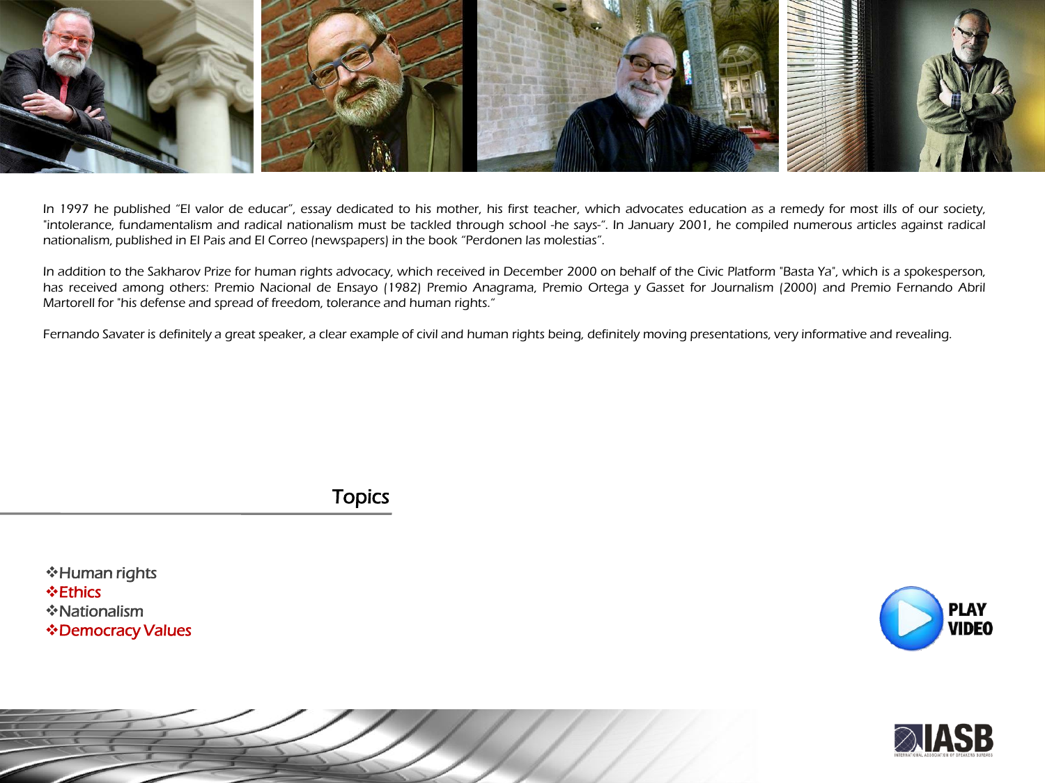In 1997 he published "El valor de educar", essay dedicated to his mother, his first teacher, which advocates education as a remedy for most ills of our society, "intolerance, fundamentalism and radical nationalism must be tackled through school -he says-". In January 2001, he compiled numerous articles against radical nationalism, published in El Pais and El Correo (newspapers) in the book "Perdonen las molestias".

In addition to the Sakharov Prize for human rights advocacy, which received in December 2000 on behalf of the Civic Platform "Basta Ya", which is a spokesperson, has received among others: Premio Nacional de Ensayo (1982) Premio Anagrama, Premio Ortega y Gasset for Journalism (2000) and Premio Fernando Abril Martorell for "his defense and spread of freedom, tolerance and human rights."

Fernando Savater is definitely a great speaker, a clear example of civil and human rights being, definitely moving presentations, very informative and revealing.

## Topics

- ❖Human rights
- ❖Ethics
- ❖Nationalism
- ❖Democracy Values

PLAY VIDEO